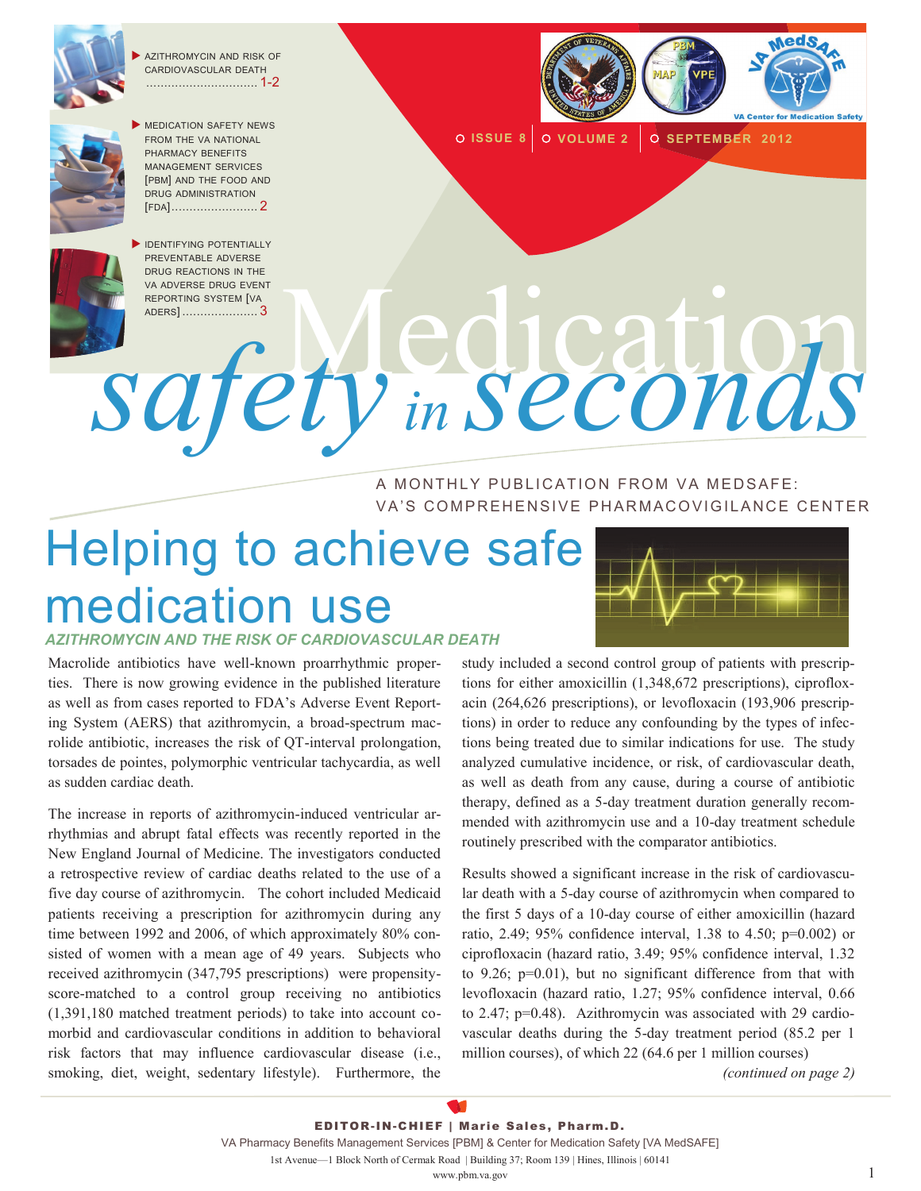- AZITHROMYCIN AND RISK OF CARDIOVASCULAR DEATH ............................... 1-2
- MEDICATION SAFETY NEWS FROM THE VA NATIONAL PHARMACY BENEFITS MANAGEMENT SERVICES [PBM] AND THE FOOD AND DRUG ADMINISTRATION [FDA]........................ 2
- IDENTIFYING POTENTIALLY PREVENTABLE ADVERSE DRUG REACTIONS IN THE VA ADVERSE DRUG EVENT REPORTING SYSTEM [VA ADERS]..................... 3

ISSUE 8 | VOLUME 2 | SEPTEMBER 2012

# Medication safety in seconds

A MONTHLY PUBLICATION FROM VA MEDSAFE: VA'S COMPREHENSIVE PHARMACOVIGILANCE CENTER

## Helping to achieve safe medication use

### *AZITHROMYCIN AND THE RISK OF CARDIOVASCULAR DEATH*

Macrolide antibiotics have well-known proarrhythmic properties. There is now growing evidence in the published literature as well as from cases reported to FDA's Adverse Event Reporting System (AERS) that azithromycin, a broad-spectrum macrolide antibiotic, increases the risk of QT-interval prolongation, torsades de pointes, polymorphic ventricular tachycardia, as well as sudden cardiac death.

The increase in reports of azithromycin-induced ventricular arrhythmias and abrupt fatal effects was recently reported in the New England Journal of Medicine. The investigators conducted a retrospective review of cardiac deaths related to the use of a five day course of azithromycin. The cohort included Medicaid patients receiving a prescription for azithromycin during any time between 1992 and 2006, of which approximately 80% consisted of women with a mean age of 49 years. Subjects who received azithromycin (347,795 prescriptions) were propensity-score-matched to a control group receiving no antibiotics (1,391,180 matched treatment periods) to take into account comorbid and cardiovascular conditions in addition to behavioral risk factors that may influence cardiovascular disease (i.e., smoking, diet, weight, sedentary lifestyle). Furthermore, the study included a second control group of patients with prescriptions for either amoxicillin (1,348,672 prescriptions), ciprofloxacin (264,626 prescriptions), or levofloxacin (193,906 prescriptions) in order to reduce any confounding by the types of infections being treated due to similar indications for use. The study analyzed cumulative incidence, or risk, of cardiovascular death, as well as death from any cause, during a course of antibiotic therapy, defined as a 5-day treatment duration generally recommended with azithromycin use and a 10-day treatment schedule routinely prescribed with the comparator antibiotics.

Results showed a significant increase in the risk of cardiovascular death with a 5-day course of azithromycin when compared to the first 5 days of a 10-day course of either amoxicillin (hazard ratio, 2.49; 95% confidence interval, 1.38 to 4.50; $p=0.002$) or ciprofloxacin (hazard ratio, 3.49; 95% confidence interval, 1.32 to 9.26; $p=0.01$), but no significant difference from that with levofloxacin (hazard ratio, 1.27; 95% confidence interval, 0.66 to 2.47; $p=0.48$). Azithromycin was associated with 29 cardiovascular deaths during the 5-day treatment period (85.2 per 1 million courses), of which 22 (64.6 per 1 million courses)

*(continued on page 2)*

**EDITOR-IN-CHIEF | Marie Sales, Pharm.D.**

VA Pharmacy Benefits Management Services [PBM] & Center for Medication Safety [VA MedSAFE]

1st Avenue—1 Block North of Cermak Road | Building 37; Room 139 | Hines, Illinois | 60141

www.pbm.va.gov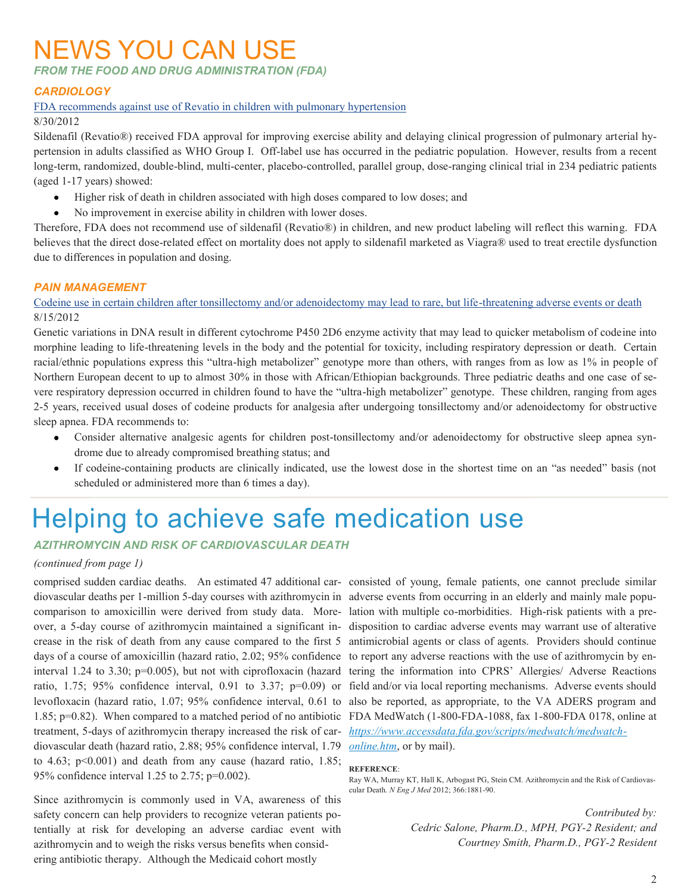# NEWS YOU CAN USE

***FROM THE FOOD AND DRUG ADMINISTRATION (FDA)***

### *CARDIOLOGY*

FDA recommends against use of Revatio in children with pulmonary hypertension

8/30/2012

Sildenafil (Revatio®) received FDA approval for improving exercise ability and delaying clinical progression of pulmonary arterial hypertension in adults classified as WHO Group I. Off-label use has occurred in the pediatric population. However, results from a recent long-term, randomized, double-blind, multi-center, placebo-controlled, parallel group, dose-ranging clinical trial in 234 pediatric patients (aged 1-17 years) showed:

- Higher risk of death in children associated with high doses compared to low doses; and
- No improvement in exercise ability in children with lower doses.

Therefore, FDA does not recommend use of sildenafil (Revatio®) in children, and new product labeling will reflect this warning. FDA believes that the direct dose-related effect on mortality does not apply to sildenafil marketed as Viagra® used to treat erectile dysfunction due to differences in population and dosing.

### *PAIN MANAGEMENT*

Codeine use in certain children after tonsillectomy and/or adenoidectomy may lead to rare, but life-threatening adverse events or death

8/15/2012

Genetic variations in DNA result in different cytochrome P450 2D6 enzyme activity that may lead to quicker metabolism of codeine into morphine leading to life-threatening levels in the body and the potential for toxicity, including respiratory depression or death. Certain racial/ethnic populations express this "ultra-high metabolizer" genotype more than others, with ranges from as low as 1% in people of Northern European decent to up to almost 30% in those with African/Ethiopian backgrounds. Three pediatric deaths and one case of severe respiratory depression occurred in children found to have the "ultra-high metabolizer" genotype. These children, ranging from ages 2-5 years, received usual doses of codeine products for analgesia after undergoing tonsillectomy and/or adenoidectomy for obstructive sleep apnea. FDA recommends to:

- Consider alternative analgesic agents for children post-tonsillectomy and/or adenoidectomy for obstructive sleep apnea syndrome due to already compromised breathing status; and
- If codeine-containing products are clinically indicated, use the lowest dose in the shortest time on an "as needed" basis (not scheduled or administered more than 6 times a day).

# Helping to achieve safe medication use

### *AZITHROMYCIN AND RISK OF CARDIOVASCULAR DEATH*

*(continued from page 1)*

comprised sudden cardiac deaths. An estimated 47 additional cardiovascular deaths per 1-million 5-day courses with azithromycin in comparison to amoxicillin were derived from study data. Moreover, a 5-day course of azithromycin maintained a significant increase in the risk of death from any cause compared to the first 5 days of a course of amoxicillin (hazard ratio, 2.02; 95% confidence interval 1.24 to 3.30; $p=0.005$), but not with ciprofloxacin (hazard ratio, 1.75; 95% confidence interval, 0.91 to 3.37; $p=0.09$) or levofloxacin (hazard ratio, 1.07; 95% confidence interval, 0.61 to 1.85; $p=0.82$). When compared to a matched period of no antibiotic treatment, 5-days of azithromycin therapy increased the risk of cardiovascular death (hazard ratio, 2.88; 95% confidence interval, 1.79 to 4.63; $p<0.001$) and death from any cause (hazard ratio, 1.85; 95% confidence interval 1.25 to 2.75; $p=0.002$).

Since azithromycin is commonly used in VA, awareness of this safety concern can help providers to recognize veteran patients potentially at risk for developing an adverse cardiac event with azithromycin and to weigh the risks versus benefits when considering antibiotic therapy. Although the Medicaid cohort mostly consisted of young, female patients, one cannot preclude similar adverse events from occurring in an elderly and mainly male population with multiple co-morbidities. High-risk patients with a predisposition to cardiac adverse events may warrant use of alterative antimicrobial agents or class of agents. Providers should continue to report any adverse reactions with the use of azithromycin by entering the information into CPRS' Allergies/ Adverse Reactions field and/or via local reporting mechanisms. Adverse events should also be reported, as appropriate, to the VA ADERS program and FDA MedWatch (1-800-FDA-1088, fax 1-800-FDA 0178, online at https://www.accessdata.fda.gov/scripts/medwatch/medwatch-online.htm, or by mail).

**REFERENCE**:

Ray WA, Murray KT, Hall K, Arbogast PG, Stein CM. Azithromycin and the Risk of Cardiovascular Death. *N Eng J Med* 2012; 366:1881-90.

*Contributed by:*
*Cedric Salone, Pharm.D., MPH, PGY-2 Resident; and*
*Courtney Smith, Pharm.D., PGY-2 Resident*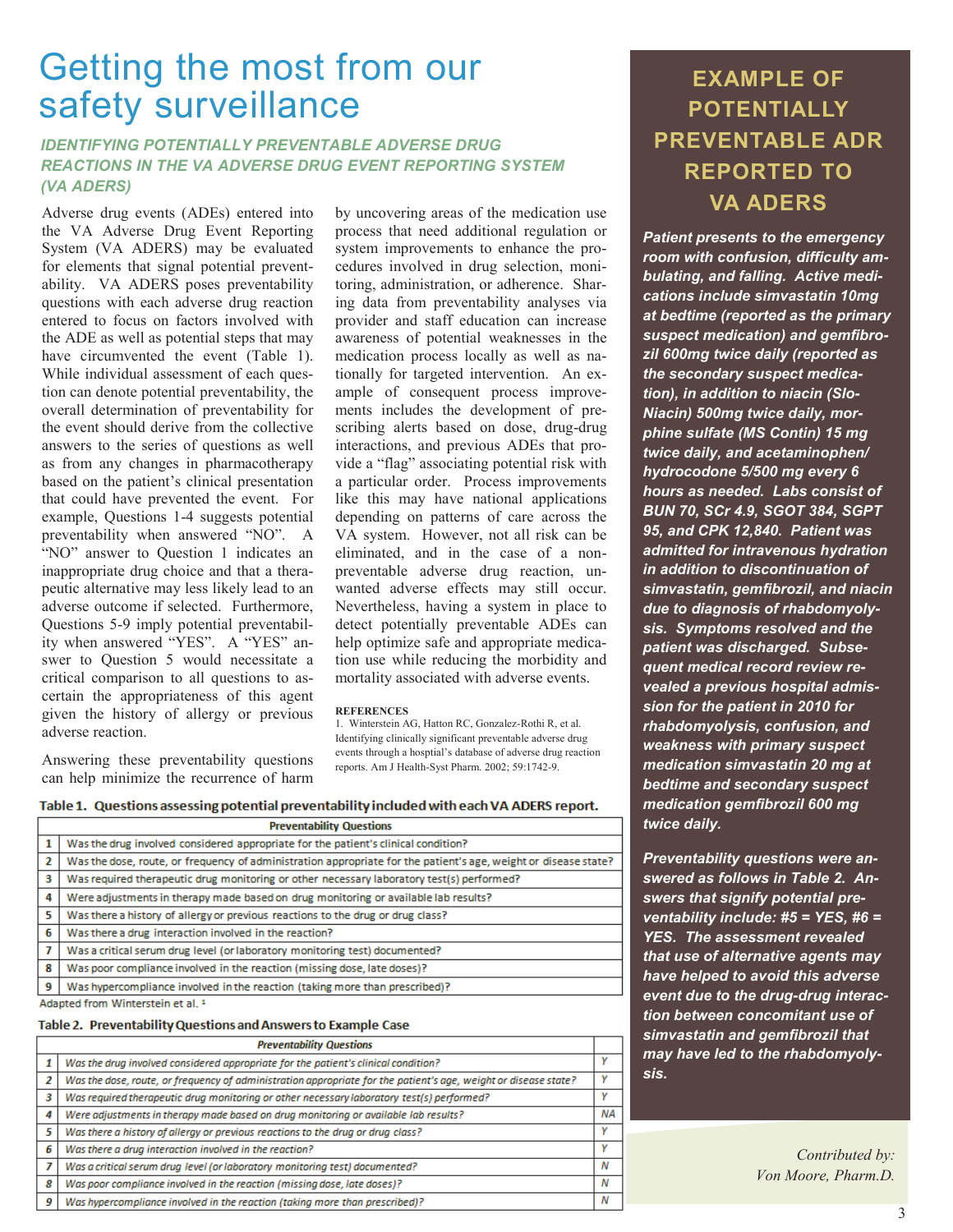# Getting the most from our safety surveillance

### *IDENTIFYING POTENTIALLY PREVENTABLE ADVERSE DRUG REACTIONS IN THE VA ADVERSE DRUG EVENT REPORTING SYSTEM (VA ADERS)*

Adverse drug events (ADEs) entered into the VA Adverse Drug Event Reporting System (VA ADERS) may be evaluated for elements that signal potential preventability. VA ADERS poses preventability questions with each adverse drug reaction entered to focus on factors involved with the ADE as well as potential steps that may have circumvented the event (Table 1). While individual assessment of each question can denote potential preventability, the overall determination of preventability for the event should derive from the collective answers to the series of questions as well as from any changes in pharmacotherapy based on the patient's clinical presentation that could have prevented the event. For example, Questions 1-4 suggests potential preventability when answered "NO". A "NO" answer to Question 1 indicates an inappropriate drug choice and that a therapeutic alternative may less likely lead to an adverse outcome if selected. Furthermore, Questions 5-9 imply potential preventability when answered "YES". A "YES" answer to Question 5 would necessitate a critical comparison to all questions to ascertain the appropriateness of this agent given the history of allergy or previous adverse reaction.

Answering these preventability questions can help minimize the recurrence of harm by uncovering areas of the medication use process that need additional regulation or system improvements to enhance the procedures involved in drug selection, monitoring, administration, or adherence. Sharing data from preventability analyses via provider and staff education can increase awareness of potential weaknesses in the medication process locally as well as nationally for targeted intervention. An example of consequent process improvements includes the development of prescribing alerts based on dose, drug-drug interactions, and previous ADEs that provide a "flag" associating potential risk with a particular order. Process improvements like this may have national applications depending on patterns of care across the VA system. However, not all risk can be eliminated, and in the case of a non-preventable adverse drug reaction, unwanted adverse effects may still occur. Nevertheless, having a system in place to detect potentially preventable ADEs can help optimize safe and appropriate medication use while reducing the morbidity and mortality associated with adverse events.

**REFERENCES**

1. Winterstein AG, Hatton RC, Gonzalez-Rothi R, et al. Identifying clinically significant preventable adverse drug events through a hosptial's database of adverse drug reaction reports. Am J Health-Syst Pharm. 2002; 59:1742-9.

**Table 1. Questions assessing potential preventability included with each VA ADERS report.**

| | Preventability Questions |
|---|---|
| 1 | Was the drug involved considered appropriate for the patient's clinical condition? |
| 2 | Was the dose, route, or frequency of administration appropriate for the patient's age, weight or disease state? |
| 3 | Was required therapeutic drug monitoring or other necessary laboratory test(s) performed? |
| 4 | Were adjustments in therapy made based on drug monitoring or available lab results? |
| 5 | Was there a history of allergy or previous reactions to the drug or drug class? |
| 6 | Was there a drug interaction involved in the reaction? |
| 7 | Was a critical serum drug level (or laboratory monitoring test) documented? |
| 8 | Was poor compliance involved in the reaction (missing dose, late doses)? |
| 9 | Was hypercompliance involved in the reaction (taking more than prescribed)? |

Adapted from Winterstein et al. [1]

**Table 2. Preventability Questions and Answers to Example Case**

| | Preventability Questions | |
|---|---|---|
| 1 | *Was the drug involved considered appropriate for the patient's clinical condition?* | *Y* |
| 2 | *Was the dose, route, or frequency of administration appropriate for the patient's age, weight or disease state?* | *Y* |
| 3 | *Was required therapeutic drug monitoring or other necessary laboratory test(s) performed?* | *Y* |
| 4 | *Were adjustments in therapy made based on drug monitoring or available lab results?* | *NA* |
| 5 | *Was there a history of allergy or previous reactions to the drug or drug class?* | *Y* |
| 6 | *Was there a drug interaction involved in the reaction?* | *Y* |
| 7 | *Was a critical serum drug level (or laboratory monitoring test) documented?* | *N* |
| 8 | *Was poor compliance involved in the reaction (missing dose, late doses)?* | *N* |
| 9 | *Was hypercompliance involved in the reaction (taking more than prescribed)?* | *N* |

## EXAMPLE OF POTENTIALLY PREVENTABLE ADR REPORTED TO VA ADERS

***Patient presents to the emergency room with confusion, difficulty ambulating, and falling. Active medications include simvastatin 10mg at bedtime (reported as the primary suspect medication) and gemfibrozil 600mg twice daily (reported as the secondary suspect medication), in addition to niacin (Slo-Niacin) 500mg twice daily, morphine sulfate (MS Contin) 15 mg twice daily, and acetaminophen/hydrocodone 5/500 mg every 6 hours as needed. Labs consist of BUN 70, SCr 4.9, SGOT 384, SGPT 95, and CPK 12,840. Patient was admitted for intravenous hydration in addition to discontinuation of simvastatin, gemfibrozil, and niacin due to diagnosis of rhabdomyolysis. Symptoms resolved and the patient was discharged. Subsequent medical record review revealed a previous hospital admission for the patient in 2010 for rhabdomyolysis, confusion, and weakness with primary suspect medication simvastatin 20 mg at bedtime and secondary suspect medication gemfibrozil 600 mg twice daily.***

***Preventability questions were answered as follows in Table 2. Answers that signify potential preventability include: #5 = YES, #6 = YES. The assessment revealed that use of alternative agents may have helped to avoid this adverse event due to the drug-drug interaction between concomitant use of simvastatin and gemfibrozil that may have led to the rhabdomyolysis.***

*Contributed by:*
*Von Moore, Pharm.D.*